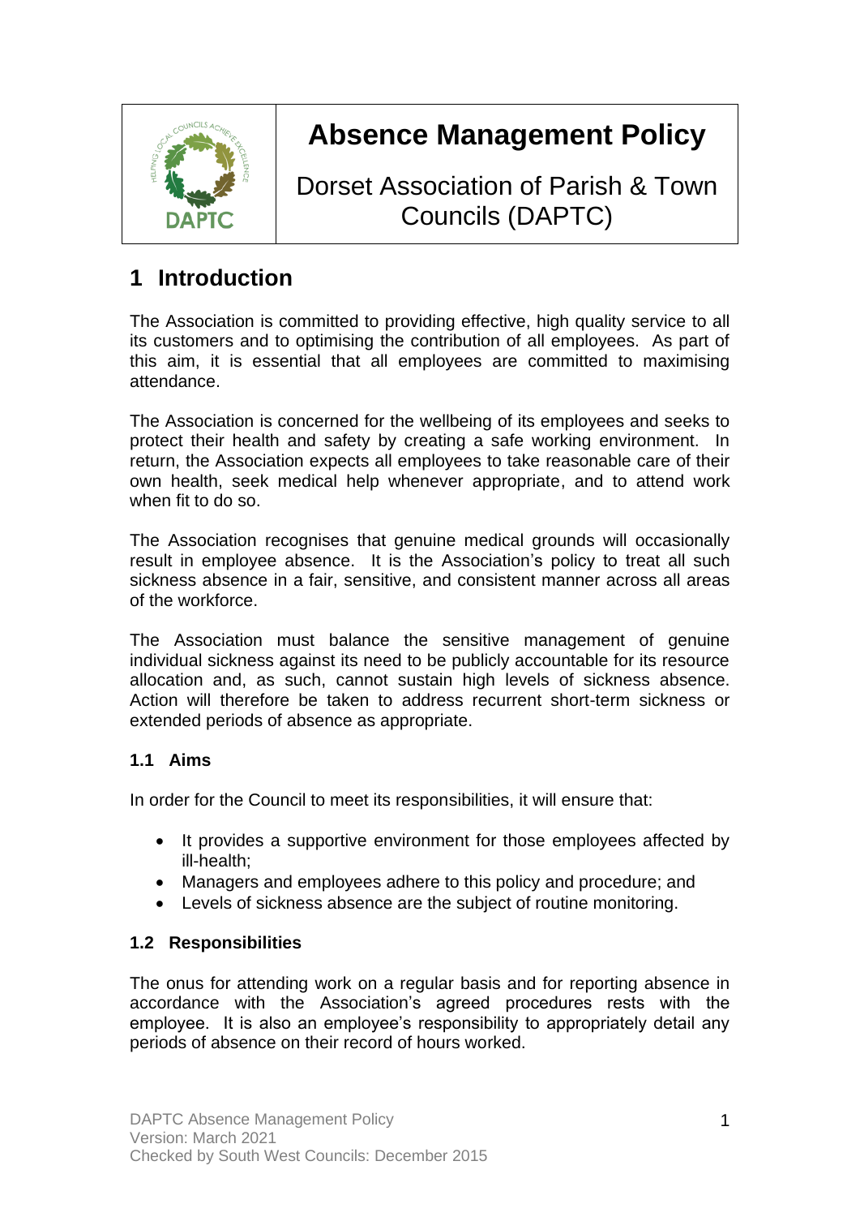# Absence Management Policy

Dorset Association of Parish & Town Councils (DAPTC)

## 1 Introduction

The Association is committed to providing effective, high quality service to all its customers and to optimising the contribution of all employees. As part of this aim, it is essential that all employees are committed to maximising attendance.

The Association is concerned for the wellbeing of its employees and seeks to protect their health and safety by creating a safe working environment. In return, the Association expects all employees to take reasonable care of their own health, seek medical help whenever appropriate, and to attend work when fit to do so.

The Association recognises that genuine medical grounds will occasionally result in employee absence. It is the Association's policy to treat all such sickness absence in a fair, sensitive, and consistent manner across all areas of the workforce.

The Association must balance the sensitive management of genuine individual sickness against its need to be publicly accountable for its resource allocation and, as such, cannot sustain high levels of sickness absence. Action will therefore be taken to address recurrent short-term sickness or extended periods of absence as appropriate.

### 1.1 Aims

In order for the Council to meet its responsibilities, it will ensure that:

- It provides a supportive environment for those employees affected by ill-health;
- Managers and employees adhere to this policy and procedure; and
- Levels of sickness absence are the subject of routine monitoring.

### 1.2 Responsibilities

The onus for attending work on a regular basis and for reporting absence in accordance with the Association's agreed procedures rests with the employee. It is also an employee's responsibility to appropriately detail any periods of absence on their record of hours worked.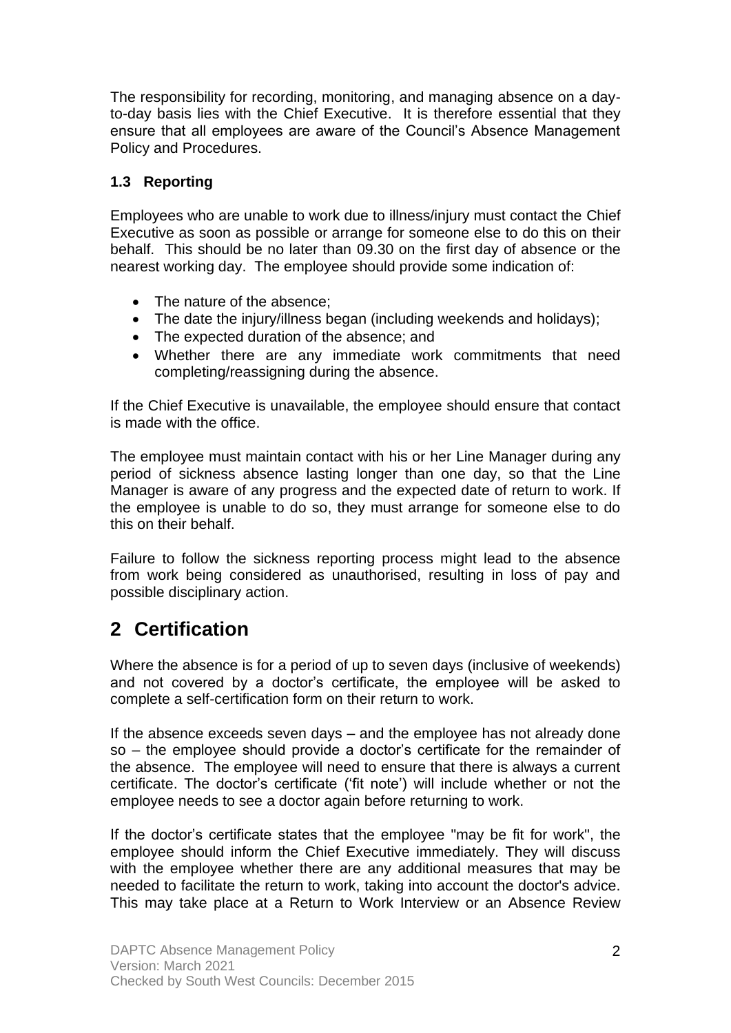The responsibility for recording, monitoring, and managing absence on a day-to-day basis lies with the Chief Executive. It is therefore essential that they ensure that all employees are aware of the Council's Absence Management Policy and Procedures.

### 1.3 Reporting

Employees who are unable to work due to illness/injury must contact the Chief Executive as soon as possible or arrange for someone else to do this on their behalf. This should be no later than 09.30 on the first day of absence or the nearest working day. The employee should provide some indication of:

- The nature of the absence;
- The date the injury/illness began (including weekends and holidays);
- The expected duration of the absence; and
- Whether there are any immediate work commitments that need completing/reassigning during the absence.

If the Chief Executive is unavailable, the employee should ensure that contact is made with the office.

The employee must maintain contact with his or her Line Manager during any period of sickness absence lasting longer than one day, so that the Line Manager is aware of any progress and the expected date of return to work. If the employee is unable to do so, they must arrange for someone else to do this on their behalf.

Failure to follow the sickness reporting process might lead to the absence from work being considered as unauthorised, resulting in loss of pay and possible disciplinary action.

## 2 Certification

Where the absence is for a period of up to seven days (inclusive of weekends) and not covered by a doctor's certificate, the employee will be asked to complete a self-certification form on their return to work.

If the absence exceeds seven days – and the employee has not already done so – the employee should provide a doctor's certificate for the remainder of the absence. The employee will need to ensure that there is always a current certificate. The doctor's certificate ('fit note') will include whether or not the employee needs to see a doctor again before returning to work.

If the doctor's certificate states that the employee "may be fit for work", the employee should inform the Chief Executive immediately. They will discuss with the employee whether there are any additional measures that may be needed to facilitate the return to work, taking into account the doctor's advice. This may take place at a Return to Work Interview or an Absence Review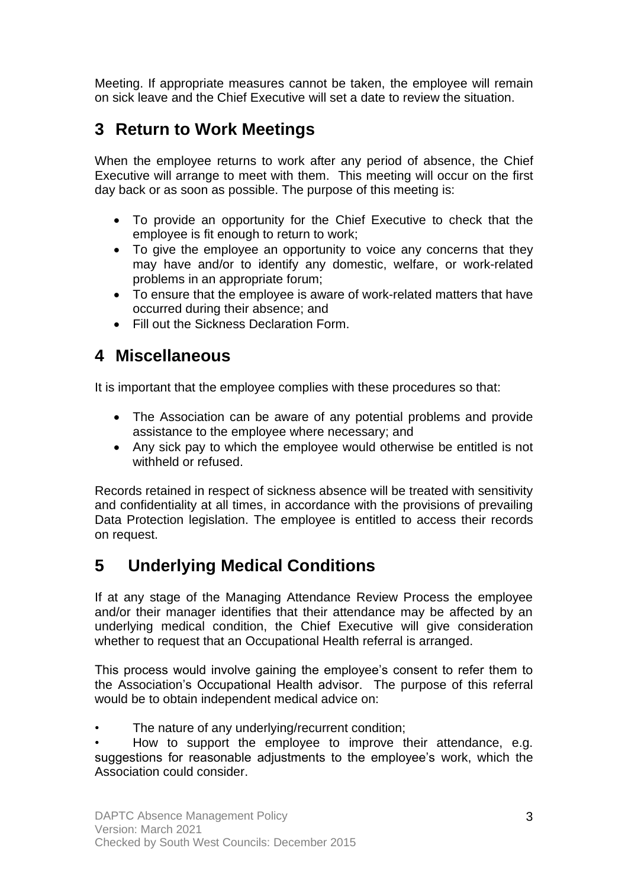Meeting. If appropriate measures cannot be taken, the employee will remain on sick leave and the Chief Executive will set a date to review the situation.

## 3 Return to Work Meetings

When the employee returns to work after any period of absence, the Chief Executive will arrange to meet with them. This meeting will occur on the first day back or as soon as possible. The purpose of this meeting is:

- To provide an opportunity for the Chief Executive to check that the employee is fit enough to return to work;
- To give the employee an opportunity to voice any concerns that they may have and/or to identify any domestic, welfare, or work-related problems in an appropriate forum;
- To ensure that the employee is aware of work-related matters that have occurred during their absence; and
- Fill out the Sickness Declaration Form.

## 4 Miscellaneous

It is important that the employee complies with these procedures so that:

- The Association can be aware of any potential problems and provide assistance to the employee where necessary; and
- Any sick pay to which the employee would otherwise be entitled is not withheld or refused.

Records retained in respect of sickness absence will be treated with sensitivity and confidentiality at all times, in accordance with the provisions of prevailing Data Protection legislation. The employee is entitled to access their records on request.

## 5 Underlying Medical Conditions

If at any stage of the Managing Attendance Review Process the employee and/or their manager identifies that their attendance may be affected by an underlying medical condition, the Chief Executive will give consideration whether to request that an Occupational Health referral is arranged.

This process would involve gaining the employee's consent to refer them to the Association's Occupational Health advisor. The purpose of this referral would be to obtain independent medical advice on:

- The nature of any underlying/recurrent condition;
- How to support the employee to improve their attendance, e.g. suggestions for reasonable adjustments to the employee's work, which the Association could consider.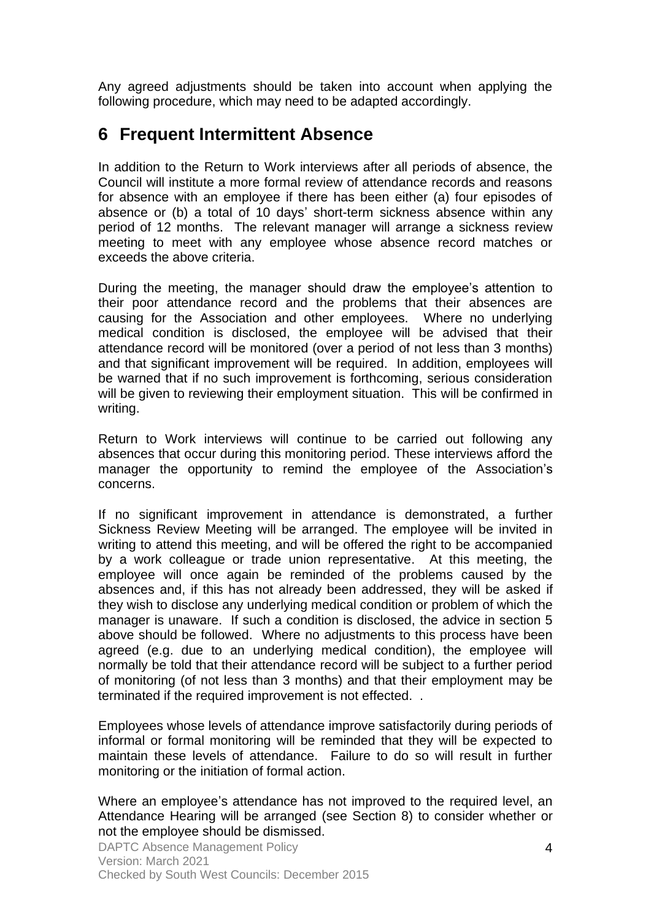Any agreed adjustments should be taken into account when applying the following procedure, which may need to be adapted accordingly.

## 6 Frequent Intermittent Absence

In addition to the Return to Work interviews after all periods of absence, the Council will institute a more formal review of attendance records and reasons for absence with an employee if there has been either (a) four episodes of absence or (b) a total of 10 days' short-term sickness absence within any period of 12 months. The relevant manager will arrange a sickness review meeting to meet with any employee whose absence record matches or exceeds the above criteria.

During the meeting, the manager should draw the employee's attention to their poor attendance record and the problems that their absences are causing for the Association and other employees. Where no underlying medical condition is disclosed, the employee will be advised that their attendance record will be monitored (over a period of not less than 3 months) and that significant improvement will be required. In addition, employees will be warned that if no such improvement is forthcoming, serious consideration will be given to reviewing their employment situation. This will be confirmed in writing.

Return to Work interviews will continue to be carried out following any absences that occur during this monitoring period. These interviews afford the manager the opportunity to remind the employee of the Association's concerns.

If no significant improvement in attendance is demonstrated, a further Sickness Review Meeting will be arranged. The employee will be invited in writing to attend this meeting, and will be offered the right to be accompanied by a work colleague or trade union representative. At this meeting, the employee will once again be reminded of the problems caused by the absences and, if this has not already been addressed, they will be asked if they wish to disclose any underlying medical condition or problem of which the manager is unaware. If such a condition is disclosed, the advice in section 5 above should be followed. Where no adjustments to this process have been agreed (e.g. due to an underlying medical condition), the employee will normally be told that their attendance record will be subject to a further period of monitoring (of not less than 3 months) and that their employment may be terminated if the required improvement is not effected. .

Employees whose levels of attendance improve satisfactorily during periods of informal or formal monitoring will be reminded that they will be expected to maintain these levels of attendance. Failure to do so will result in further monitoring or the initiation of formal action.

Where an employee's attendance has not improved to the required level, an Attendance Hearing will be arranged (see Section 8) to consider whether or not the employee should be dismissed.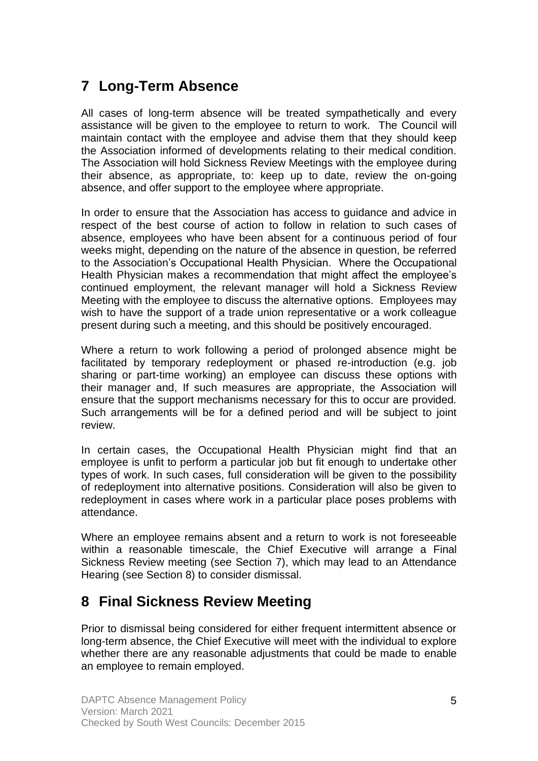## 7 Long-Term Absence

All cases of long-term absence will be treated sympathetically and every assistance will be given to the employee to return to work. The Council will maintain contact with the employee and advise them that they should keep the Association informed of developments relating to their medical condition. The Association will hold Sickness Review Meetings with the employee during their absence, as appropriate, to: keep up to date, review the on-going absence, and offer support to the employee where appropriate.

In order to ensure that the Association has access to guidance and advice in respect of the best course of action to follow in relation to such cases of absence, employees who have been absent for a continuous period of four weeks might, depending on the nature of the absence in question, be referred to the Association's Occupational Health Physician. Where the Occupational Health Physician makes a recommendation that might affect the employee's continued employment, the relevant manager will hold a Sickness Review Meeting with the employee to discuss the alternative options. Employees may wish to have the support of a trade union representative or a work colleague present during such a meeting, and this should be positively encouraged.

Where a return to work following a period of prolonged absence might be facilitated by temporary redeployment or phased re-introduction (e.g. job sharing or part-time working) an employee can discuss these options with their manager and, If such measures are appropriate, the Association will ensure that the support mechanisms necessary for this to occur are provided. Such arrangements will be for a defined period and will be subject to joint review.

In certain cases, the Occupational Health Physician might find that an employee is unfit to perform a particular job but fit enough to undertake other types of work. In such cases, full consideration will be given to the possibility of redeployment into alternative positions. Consideration will also be given to redeployment in cases where work in a particular place poses problems with attendance.

Where an employee remains absent and a return to work is not foreseeable within a reasonable timescale, the Chief Executive will arrange a Final Sickness Review meeting (see Section 7), which may lead to an Attendance Hearing (see Section 8) to consider dismissal.

## 8 Final Sickness Review Meeting

Prior to dismissal being considered for either frequent intermittent absence or long-term absence, the Chief Executive will meet with the individual to explore whether there are any reasonable adjustments that could be made to enable an employee to remain employed.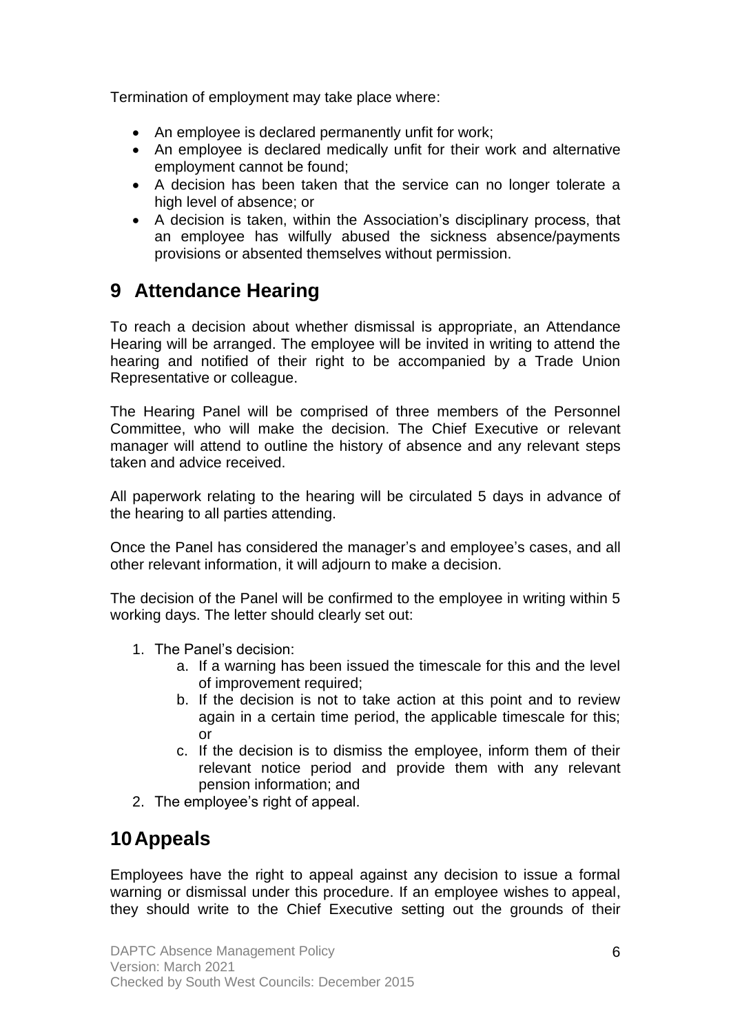Termination of employment may take place where:

- An employee is declared permanently unfit for work;
- An employee is declared medically unfit for their work and alternative employment cannot be found;
- A decision has been taken that the service can no longer tolerate a high level of absence; or
- A decision is taken, within the Association's disciplinary process, that an employee has wilfully abused the sickness absence/payments provisions or absented themselves without permission.

# 9 Attendance Hearing

To reach a decision about whether dismissal is appropriate, an Attendance Hearing will be arranged. The employee will be invited in writing to attend the hearing and notified of their right to be accompanied by a Trade Union Representative or colleague.

The Hearing Panel will be comprised of three members of the Personnel Committee, who will make the decision. The Chief Executive or relevant manager will attend to outline the history of absence and any relevant steps taken and advice received.

All paperwork relating to the hearing will be circulated 5 days in advance of the hearing to all parties attending.

Once the Panel has considered the manager's and employee's cases, and all other relevant information, it will adjourn to make a decision.

The decision of the Panel will be confirmed to the employee in writing within 5 working days. The letter should clearly set out:

1. The Panel's decision:
    a. If a warning has been issued the timescale for this and the level of improvement required;
    b. If the decision is not to take action at this point and to review again in a certain time period, the applicable timescale for this; or
    c. If the decision is to dismiss the employee, inform them of their relevant notice period and provide them with any relevant pension information; and
2. The employee's right of appeal.

# 10 Appeals

Employees have the right to appeal against any decision to issue a formal warning or dismissal under this procedure. If an employee wishes to appeal, they should write to the Chief Executive setting out the grounds of their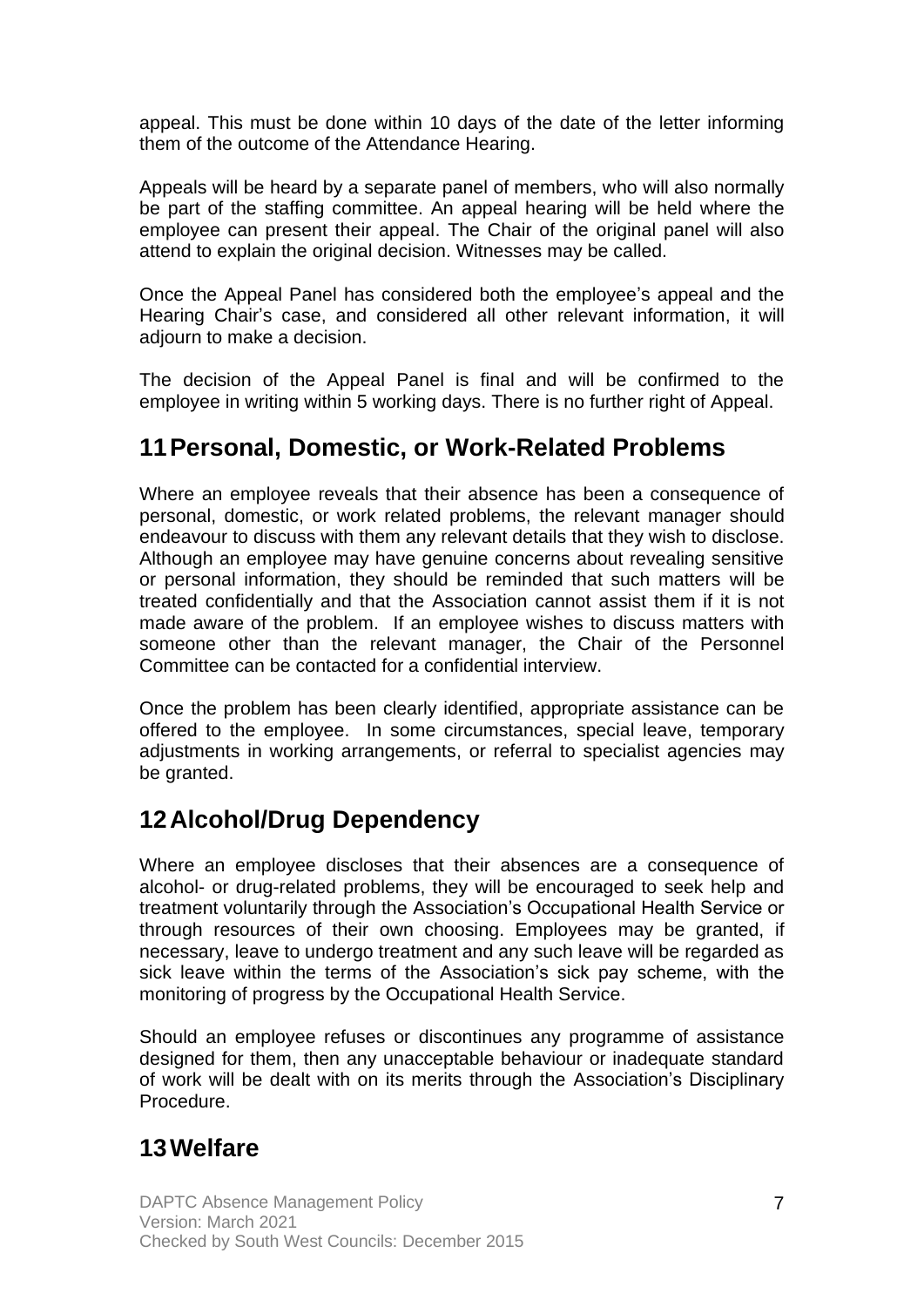appeal. This must be done within 10 days of the date of the letter informing them of the outcome of the Attendance Hearing.

Appeals will be heard by a separate panel of members, who will also normally be part of the staffing committee. An appeal hearing will be held where the employee can present their appeal. The Chair of the original panel will also attend to explain the original decision. Witnesses may be called.

Once the Appeal Panel has considered both the employee's appeal and the Hearing Chair's case, and considered all other relevant information, it will adjourn to make a decision.

The decision of the Appeal Panel is final and will be confirmed to the employee in writing within 5 working days. There is no further right of Appeal.

## 11 Personal, Domestic, or Work-Related Problems

Where an employee reveals that their absence has been a consequence of personal, domestic, or work related problems, the relevant manager should endeavour to discuss with them any relevant details that they wish to disclose. Although an employee may have genuine concerns about revealing sensitive or personal information, they should be reminded that such matters will be treated confidentially and that the Association cannot assist them if it is not made aware of the problem. If an employee wishes to discuss matters with someone other than the relevant manager, the Chair of the Personnel Committee can be contacted for a confidential interview.

Once the problem has been clearly identified, appropriate assistance can be offered to the employee. In some circumstances, special leave, temporary adjustments in working arrangements, or referral to specialist agencies may be granted.

## 12 Alcohol/Drug Dependency

Where an employee discloses that their absences are a consequence of alcohol- or drug-related problems, they will be encouraged to seek help and treatment voluntarily through the Association's Occupational Health Service or through resources of their own choosing. Employees may be granted, if necessary, leave to undergo treatment and any such leave will be regarded as sick leave within the terms of the Association's sick pay scheme, with the monitoring of progress by the Occupational Health Service.

Should an employee refuses or discontinues any programme of assistance designed for them, then any unacceptable behaviour or inadequate standard of work will be dealt with on its merits through the Association's Disciplinary Procedure.

## 13 Welfare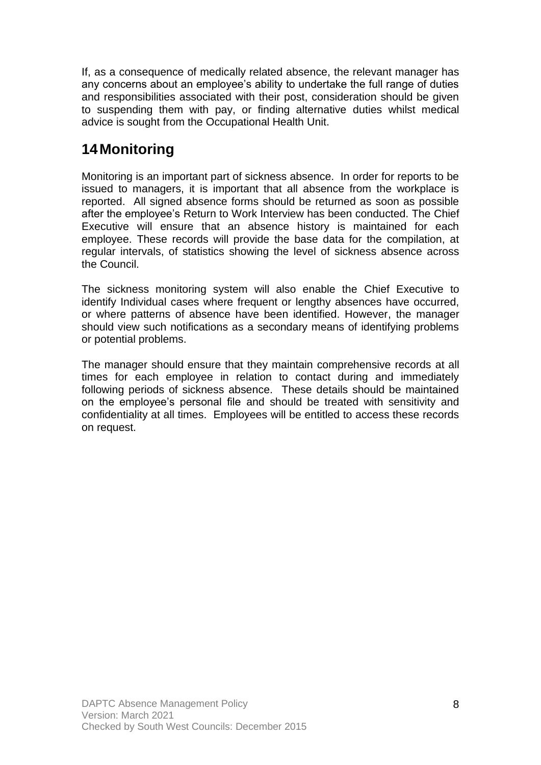If, as a consequence of medically related absence, the relevant manager has any concerns about an employee's ability to undertake the full range of duties and responsibilities associated with their post, consideration should be given to suspending them with pay, or finding alternative duties whilst medical advice is sought from the Occupational Health Unit.

# 14 Monitoring

Monitoring is an important part of sickness absence. In order for reports to be issued to managers, it is important that all absence from the workplace is reported. All signed absence forms should be returned as soon as possible after the employee's Return to Work Interview has been conducted. The Chief Executive will ensure that an absence history is maintained for each employee. These records will provide the base data for the compilation, at regular intervals, of statistics showing the level of sickness absence across the Council.

The sickness monitoring system will also enable the Chief Executive to identify Individual cases where frequent or lengthy absences have occurred, or where patterns of absence have been identified. However, the manager should view such notifications as a secondary means of identifying problems or potential problems.

The manager should ensure that they maintain comprehensive records at all times for each employee in relation to contact during and immediately following periods of sickness absence. These details should be maintained on the employee's personal file and should be treated with sensitivity and confidentiality at all times. Employees will be entitled to access these records on request.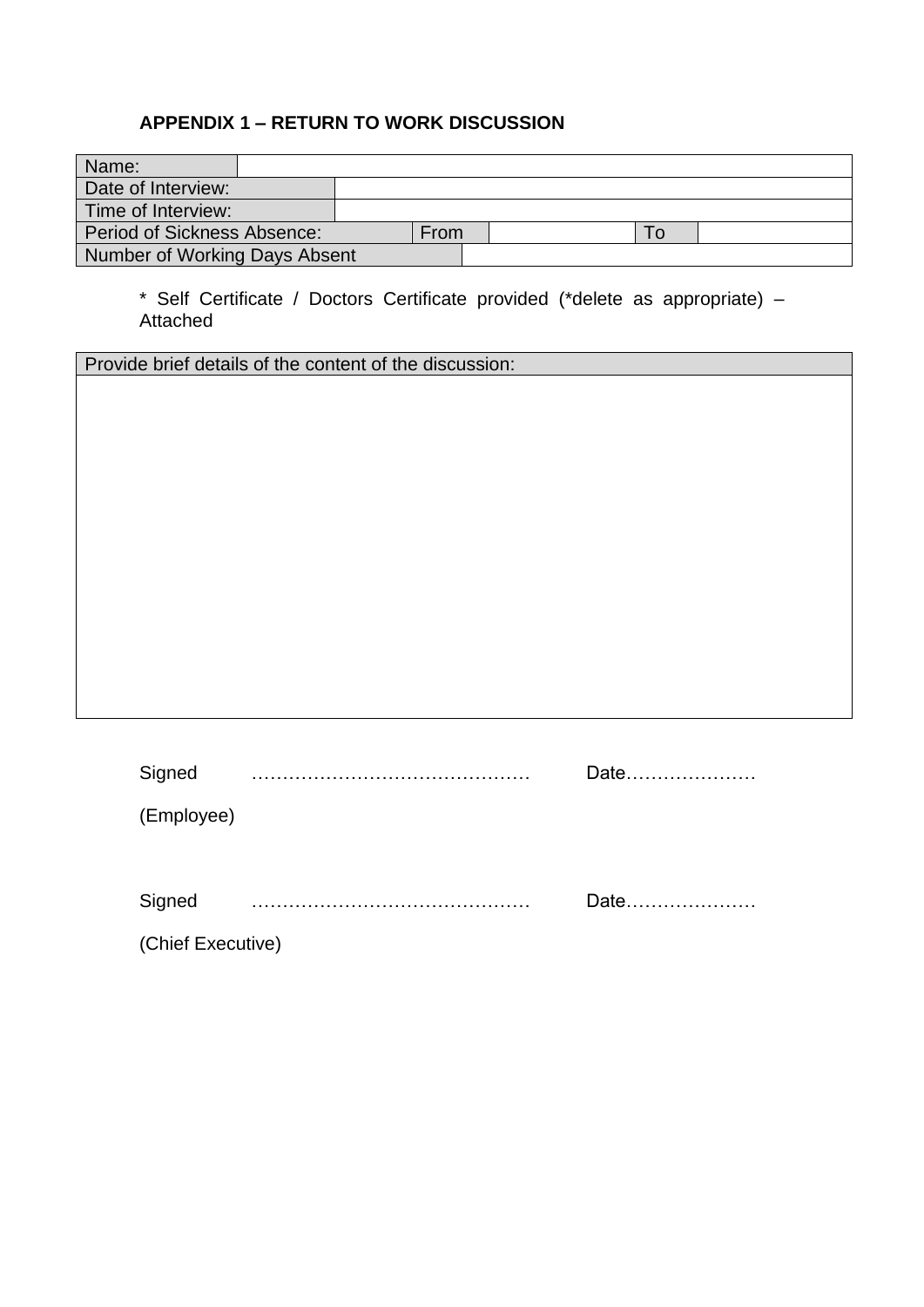**APPENDIX 1 – RETURN TO WORK DISCUSSION**

| | | | | | |
|---|---|---|---|---|---|
| Name: | | | | | |
| Date of Interview: | | | | | |
| Time of Interview: | | | | | |
| Period of Sickness Absence: | From | | To | | |
| Number of Working Days Absent | | | | | |

* Self Certificate / Doctors Certificate provided (*delete as appropriate) – Attached

| Provide brief details of the content of the discussion: |
|---|
| |

Signed ……………………………………… Date…………………

(Employee)

Signed ……………………………………… Date…………………

(Chief Executive)